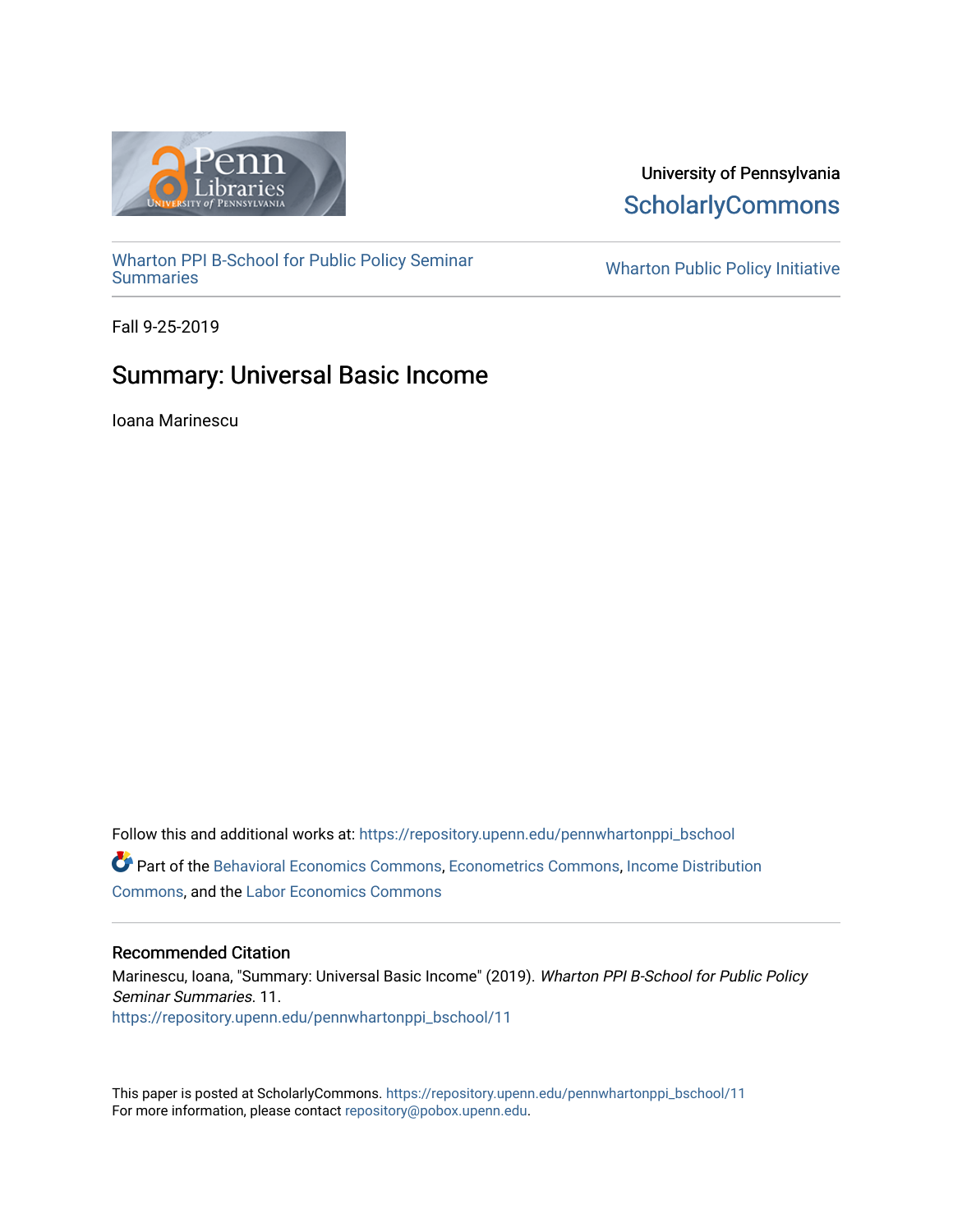University of Pennsylvania
ScholarlyCommons

Wharton PPI B-School for Public Policy Seminar Summaries

Wharton Public Policy Initiative

Fall 9-25-2019

# Summary: Universal Basic Income

Ioana Marinescu

Follow this and additional works at: https://repository.upenn.edu/pennwhartonppi_bschool

Part of the Behavioral Economics Commons, Econometrics Commons, Income Distribution Commons, and the Labor Economics Commons

## Recommended Citation

Marinescu, Ioana, "Summary: Universal Basic Income" (2019). *Wharton PPI B-School for Public Policy Seminar Summaries*. 11.
https://repository.upenn.edu/pennwhartonppi_bschool/11

This paper is posted at ScholarlyCommons. https://repository.upenn.edu/pennwhartonppi_bschool/11
For more information, please contact repository@pobox.upenn.edu.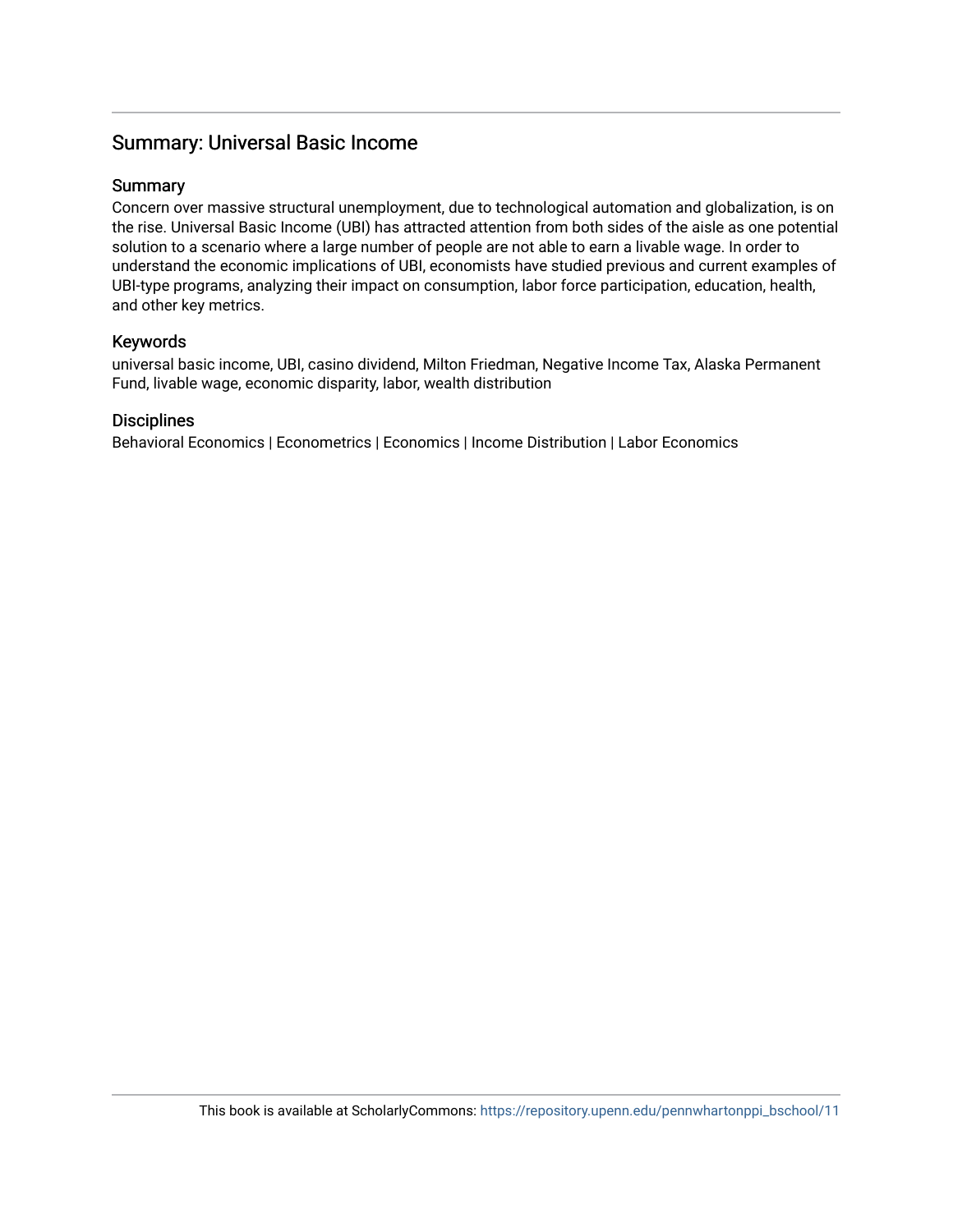## Summary: Universal Basic Income

### Summary

Concern over massive structural unemployment, due to technological automation and globalization, is on the rise. Universal Basic Income (UBI) has attracted attention from both sides of the aisle as one potential solution to a scenario where a large number of people are not able to earn a livable wage. In order to understand the economic implications of UBI, economists have studied previous and current examples of UBI-type programs, analyzing their impact on consumption, labor force participation, education, health, and other key metrics.

### Keywords

universal basic income, UBI, casino dividend, Milton Friedman, Negative Income Tax, Alaska Permanent Fund, livable wage, economic disparity, labor, wealth distribution

### Disciplines

Behavioral Economics | Econometrics | Economics | Income Distribution | Labor Economics

This book is available at ScholarlyCommons: https://repository.upenn.edu/pennwhartonppi_bschool/11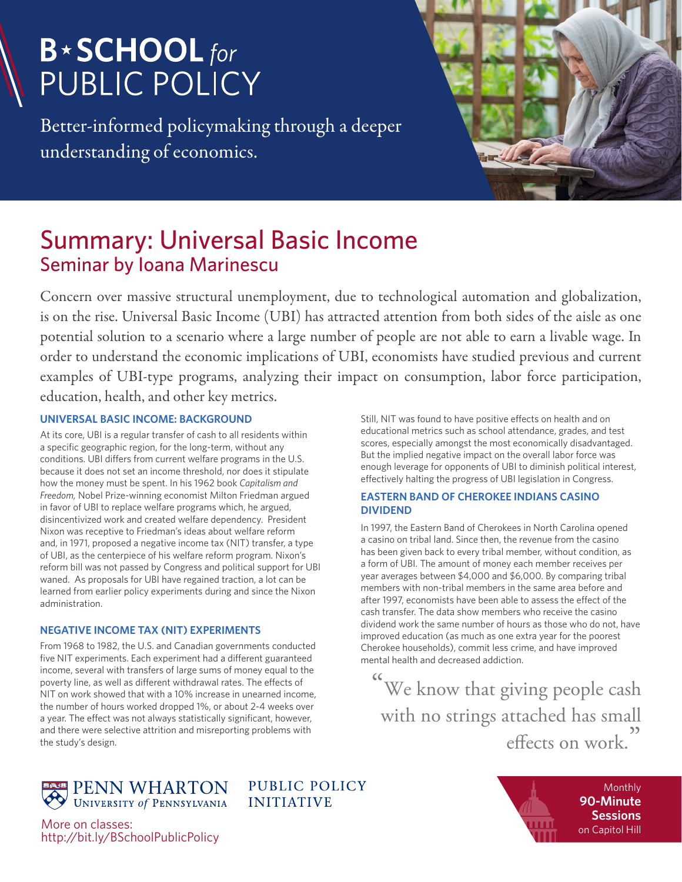# B★SCHOOL *for* PUBLIC POLICY

Better-informed policymaking through a deeper understanding of economics.

## Summary: Universal Basic Income

### Seminar by Ioana Marinescu

Concern over massive structural unemployment, due to technological automation and globalization, is on the rise. Universal Basic Income (UBI) has attracted attention from both sides of the aisle as one potential solution to a scenario where a large number of people are not able to earn a livable wage. In order to understand the economic implications of UBI, economists have studied previous and current examples of UBI-type programs, analyzing their impact on consumption, labor force participation, education, health, and other key metrics.

#### UNIVERSAL BASIC INCOME: BACKGROUND

At its core, UBI is a regular transfer of cash to all residents within a specific geographic region, for the long-term, without any conditions. UBI differs from current welfare programs in the U.S. because it does not set an income threshold, nor does it stipulate how the money must be spent. In his 1962 book *Capitalism and Freedom,* Nobel Prize-winning economist Milton Friedman argued in favor of UBI to replace welfare programs which, he argued, disincentivized work and created welfare dependency. President Nixon was receptive to Friedman's ideas about welfare reform and, in 1971, proposed a negative income tax (NIT) transfer, a type of UBI, as the centerpiece of his welfare reform program. Nixon's reform bill was not passed by Congress and political support for UBI waned. As proposals for UBI have regained traction, a lot can be learned from earlier policy experiments during and since the Nixon administration.

#### NEGATIVE INCOME TAX (NIT) EXPERIMENTS

From 1968 to 1982, the U.S. and Canadian governments conducted five NIT experiments. Each experiment had a different guaranteed income, several with transfers of large sums of money equal to the poverty line, as well as different withdrawal rates. The effects of NIT on work showed that with a 10% increase in unearned income, the number of hours worked dropped 1%, or about 2-4 weeks over a year. The effect was not always statistically significant, however, and there were selective attrition and misreporting problems with the study's design.

Still, NIT was found to have positive effects on health and on educational metrics such as school attendance, grades, and test scores, especially amongst the most economically disadvantaged. But the implied negative impact on the overall labor force was enough leverage for opponents of UBI to diminish political interest, effectively halting the progress of UBI legislation in Congress.

#### EASTERN BAND OF CHEROKEE INDIANS CASINO DIVIDEND

In 1997, the Eastern Band of Cherokees in North Carolina opened a casino on tribal land. Since then, the revenue from the casino has been given back to every tribal member, without condition, as a form of UBI. The amount of money each member receives per year averages between $4,000 and $6,000. By comparing tribal members with non-tribal members in the same area before and after 1997, economists have been able to assess the effect of the cash transfer. The data show members who receive the casino dividend work the same number of hours as those who do not, have improved education (as much as one extra year for the poorest Cherokee households), commit less crime, and have improved mental health and decreased addiction.

> "We know that giving people cash with no strings attached has small effects on work."

PENN WHARTON UNIVERSITY *of* PENNSYLVANIA — PUBLIC POLICY INITIATIVE

More on classes: http://bit.ly/BSchoolPublicPolicy

Monthly **90-Minute Sessions** on Capitol Hill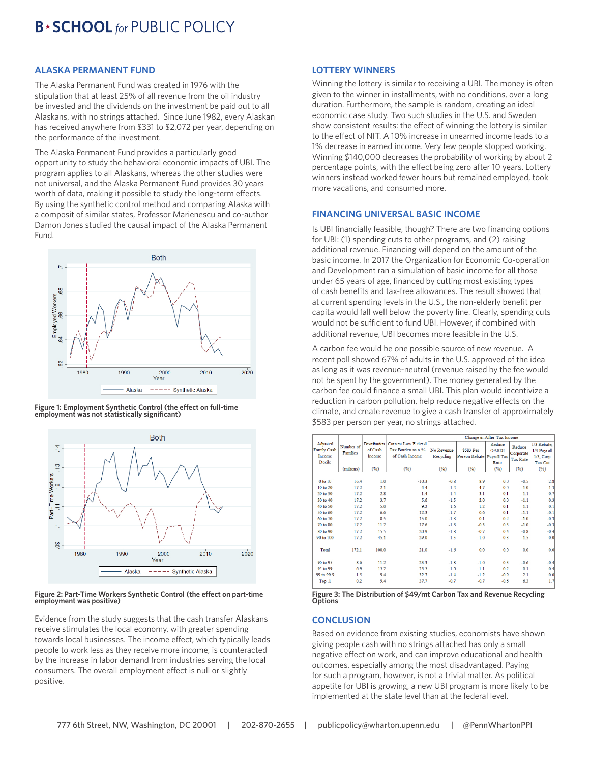## ALASKA PERMANENT FUND

The Alaska Permanent Fund was created in 1976 with the stipulation that at least 25% of all revenue from the oil industry be invested and the dividends on the investment be paid out to all Alaskans, with no strings attached. Since June 1982, every Alaskan has received anywhere from $331 to $2,072 per year, depending on the performance of the investment.

The Alaska Permanent Fund provides a particularly good opportunity to study the behavioral economic impacts of UBI. The program applies to all Alaskans, whereas the other studies were not universal, and the Alaska Permanent Fund provides 30 years worth of data, making it possible to study the long-term effects. By using the synthetic control method and comparing Alaska with a composite of similar states, Professor Marienescu and co-author Damon Jones studied the causal impact of the Alaska Permanent Fund.

Both

Employed Workers

.62 .64 .66 .68 .7

1980 1990 2000 2010 2020

Year

Alaska Synthetic Alaska

**Figure 1: Employment Synthetic Control (the effect on full-time employment was not statistically significant)**

Both

Part - Time Workers

.09 .1 .11 .12 .13 .14

1980 1990 2000 2010 2020

Year

Alaska Synthetic Alaska

**Figure 2: Part-Time Workers Synthetic Control (the effect on part-time employment was positive)**

Evidence from the study suggests that the cash transfer Alaskans receive stimulates the local economy, with greater spending towards local businesses. The income effect, which typically leads people to work less as they receive more income, is counteracted by the increase in labor demand from industries serving the local consumers. The overall employment effect is null or slightly positive.

## LOTTERY WINNERS

Winning the lottery is similar to receiving a UBI. The money is often given to the winner in installments, with no conditions, over a long duration. Furthermore, the sample is random, creating an ideal economic case study. Two such studies in the U.S. and Sweden show consistent results: the effect of winning the lottery is similar to the effect of NIT. A 10% increase in unearned income leads to a 1% decrease in earned income. Very few people stopped working. Winning $140,000 decreases the probability of working by about 2 percentage points, with the effect being zero after 10 years. Lottery winners instead worked fewer hours but remained employed, took more vacations, and consumed more.

## FINANCING UNIVERSAL BASIC INCOME

Is UBI financially feasible, though? There are two financing options for UBI: (1) spending cuts to other programs, and (2) raising additional revenue. Financing will depend on the amount of the basic income. In 2017 the Organization for Economic Co-operation and Development ran a simulation of basic income for all those under 65 years of age, financed by cutting most existing types of cash benefits and tax-free allowances. The result showed that at current spending levels in the U.S., the non-elderly benefit per capita would fall well below the poverty line. Clearly, spending cuts would not be sufficient to fund UBI. However, if combined with additional revenue, UBI becomes more feasible in the U.S.

A carbon fee would be one possible source of new revenue. A recent poll showed 67% of adults in the U.S. approved of the idea as long as it was revenue-neutral (revenue raised by the fee would not be spent by the government). The money generated by the carbon fee could finance a small UBI. This plan would incentivize a reduction in carbon pollution, help reduce negative effects on the climate, and create revenue to give a cash transfer of approximately $583 per person per year, no strings attached.

| Adjusted Family Cash Income Decile | Number of Families (millions) | Distribution of Cash Income (%) | Current Law Federal Tax Burden as a % of Cash Income (%) | Change in After-Tax Income: No Revenue Recycling (%) | $583 Per Person Rebate (%) | Reduce OASDI Payroll Tax Rate (%) | Reduce Corporate Tax Rate (%) | 1/3 Rebate, 1/3 Payroll 1/3, Corp Tax Cut (%) |
|---|---|---|---|---|---|---|---|---|
| 0 to 10 | 16.4 | 1.0 | -10.3 | -0.8 | 8.9 | 0.0 | -0.5 | 2.8 |
| 10 to 20 | 17.2 | 2.1 | -4.4 | -1.2 | 4.7 | 0.0 | -1.0 | 1.3 |
| 20 to 30 | 17.2 | 2.8 | 1.4 | -1.4 | 3.1 | 0.1 | -1.1 | 0.7 |
| 30 to 40 | 17.2 | 3.7 | 5.6 | -1.5 | 2.0 | 0.0 | -1.1 | 0.3 |
| 40 to 50 | 17.2 | 5.0 | 9.2 | -1.6 | 1.2 | 0.1 | -1.1 | 0.1 |
| 50 to 60 | 17.2 | 6.6 | 12.3 | -1.7 | 0.6 | 0.1 | -1.1 | -0.1 |
| 60 to 70 | 17.2 | 8.5 | 15.0 | -1.8 | 0.1 | 0.2 | -1.0 | -0.3 |
| 70 to 80 | 17.2 | 11.2 | 17.6 | -1.8 | -0.3 | 0.3 | -1.0 | -0.3 |
| 80 to 90 | 17.2 | 15.5 | 20.9 | -1.8 | -0.7 | 0.4 | -0.8 | -0.4 |
| 90 to 100 | 17.2 | 45.1 | 29.0 | -1.5 | -1.0 | -0.3 | 1.5 | 0.0 |
| Total | 172.1 | 100.0 | 21.0 | -1.6 | 0.0 | 0.0 | 0.0 | 0.0 |
| 90 to 95 | 8.6 | 11.2 | 23.3 | -1.8 | -1.0 | 0.3 | -0.6 | -0.4 |
| 95 to 99 | 6.9 | 15.2 | 25.5 | -1.6 | -1.1 | -0.2 | 0.1 | -0.4 |
| 99 to 99.9 | 1.5 | 9.4 | 32.7 | -1.4 | -1.2 | -0.9 | 2.1 | 0.0 |
| Top .1 | 0.2 | 9.4 | 37.7 | -0.7 | -0.7 | -0.6 | 6.3 | 1.7 |

**Figure 3: The Distribution of $49/mt Carbon Tax and Revenue Recycling Options**

## CONCLUSION

Based on evidence from existing studies, economists have shown giving people cash with no strings attached has only a small negative effect on work, and can improve educational and health outcomes, especially among the most disadvantaged. Paying for such a program, however, is not a trivial matter. As political appetite for UBI is growing, a new UBI program is more likely to be implemented at the state level than at the federal level.